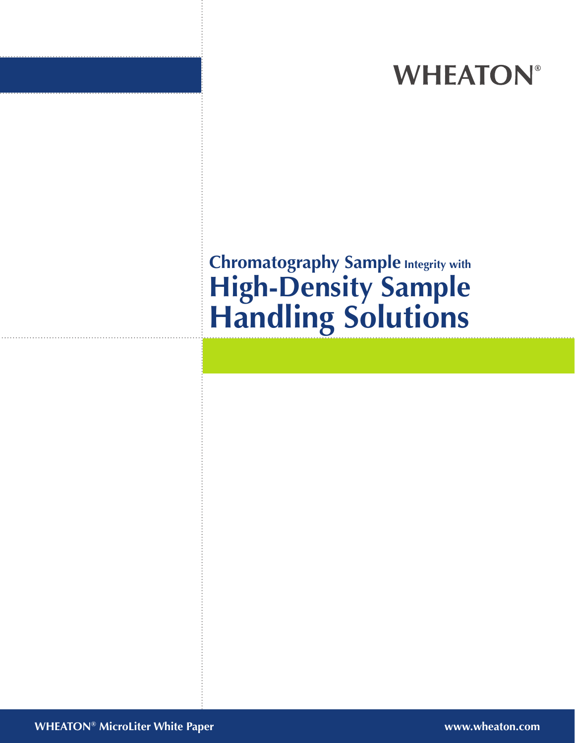WHEATON®

# Chromatography Sample Integrity with High-Density Sample Handling Solutions

WHEATON® MicroLiter White Paper

www.wheaton.com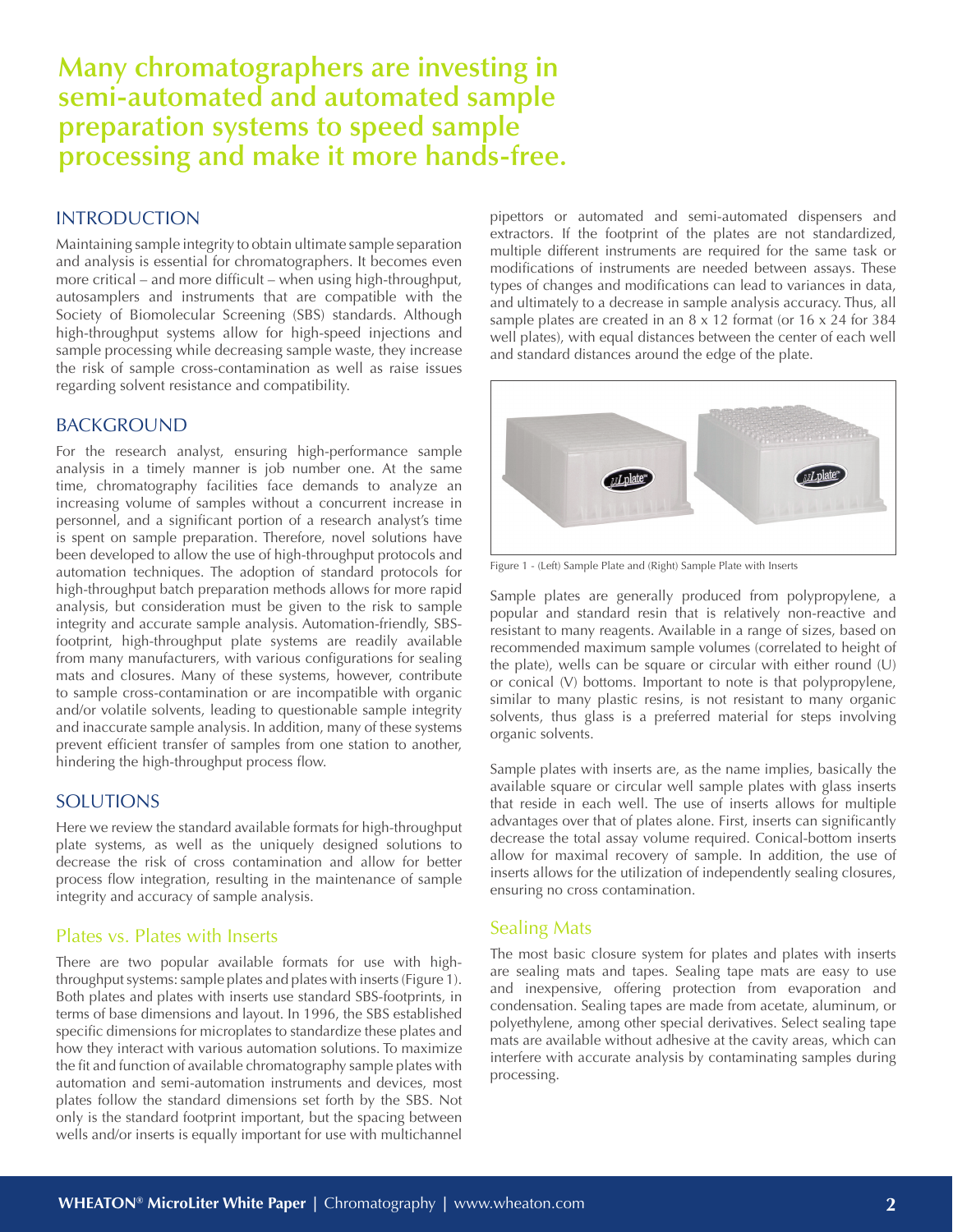# Many chromatographers are investing in semi-automated and automated sample preparation systems to speed sample processing and make it more hands-free.

## INTRODUCTION

Maintaining sample integrity to obtain ultimate sample separation and analysis is essential for chromatographers. It becomes even more critical – and more difficult – when using high-throughput, autosamplers and instruments that are compatible with the Society of Biomolecular Screening (SBS) standards. Although high-throughput systems allow for high-speed injections and sample processing while decreasing sample waste, they increase the risk of sample cross-contamination as well as raise issues regarding solvent resistance and compatibility.

## BACKGROUND

For the research analyst, ensuring high-performance sample analysis in a timely manner is job number one. At the same time, chromatography facilities face demands to analyze an increasing volume of samples without a concurrent increase in personnel, and a significant portion of a research analyst's time is spent on sample preparation. Therefore, novel solutions have been developed to allow the use of high-throughput protocols and automation techniques. The adoption of standard protocols for high-throughput batch preparation methods allows for more rapid analysis, but consideration must be given to the risk to sample integrity and accurate sample analysis. Automation-friendly, SBS-footprint, high-throughput plate systems are readily available from many manufacturers, with various configurations for sealing mats and closures. Many of these systems, however, contribute to sample cross-contamination or are incompatible with organic and/or volatile solvents, leading to questionable sample integrity and inaccurate sample analysis. In addition, many of these systems prevent efficient transfer of samples from one station to another, hindering the high-throughput process flow.

## SOLUTIONS

Here we review the standard available formats for high-throughput plate systems, as well as the uniquely designed solutions to decrease the risk of cross contamination and allow for better process flow integration, resulting in the maintenance of sample integrity and accuracy of sample analysis.

### Plates vs. Plates with Inserts

There are two popular available formats for use with high-throughput systems: sample plates and plates with inserts (Figure 1). Both plates and plates with inserts use standard SBS-footprints, in terms of base dimensions and layout. In 1996, the SBS established specific dimensions for microplates to standardize these plates and how they interact with various automation solutions. To maximize the fit and function of available chromatography sample plates with automation and semi-automation instruments and devices, most plates follow the standard dimensions set forth by the SBS. Not only is the standard footprint important, but the spacing between wells and/or inserts is equally important for use with multichannel pipettors or automated and semi-automated dispensers and extractors. If the footprint of the plates are not standardized, multiple different instruments are required for the same task or modifications of instruments are needed between assays. These types of changes and modifications can lead to variances in data, and ultimately to a decrease in sample analysis accuracy. Thus, all sample plates are created in an 8 x 12 format (or 16 x 24 for 384 well plates), with equal distances between the center of each well and standard distances around the edge of the plate.

Figure 1 - (Left) Sample Plate and (Right) Sample Plate with Inserts

Sample plates are generally produced from polypropylene, a popular and standard resin that is relatively non-reactive and resistant to many reagents. Available in a range of sizes, based on recommended maximum sample volumes (correlated to height of the plate), wells can be square or circular with either round (U) or conical (V) bottoms. Important to note is that polypropylene, similar to many plastic resins, is not resistant to many organic solvents, thus glass is a preferred material for steps involving organic solvents.

Sample plates with inserts are, as the name implies, basically the available square or circular well sample plates with glass inserts that reside in each well. The use of inserts allows for multiple advantages over that of plates alone. First, inserts can significantly decrease the total assay volume required. Conical-bottom inserts allow for maximal recovery of sample. In addition, the use of inserts allows for the utilization of independently sealing closures, ensuring no cross contamination.

### Sealing Mats

The most basic closure system for plates and plates with inserts are sealing mats and tapes. Sealing tape mats are easy to use and inexpensive, offering protection from evaporation and condensation. Sealing tapes are made from acetate, aluminum, or polyethylene, among other special derivatives. Select sealing tape mats are available without adhesive at the cavity areas, which can interfere with accurate analysis by contaminating samples during processing.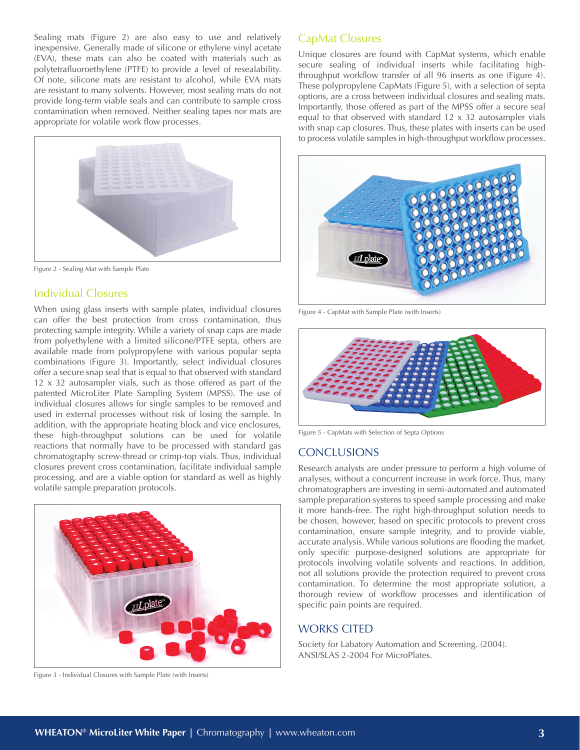Sealing mats (Figure 2) are also easy to use and relatively inexpensive. Generally made of silicone or ethylene vinyl acetate (EVA), these mats can also be coated with materials such as polytetrafluoroethylene (PTFE) to provide a level of resealability. Of note, silicone mats are resistant to alcohol, while EVA mats are resistant to many solvents. However, most sealing mats do not provide long-term viable seals and can contribute to sample cross contamination when removed. Neither sealing tapes nor mats are appropriate for volatile work flow processes.

Figure 2 - Sealing Mat with Sample Plate

## Individual Closures

When using glass inserts with sample plates, individual closures can offer the best protection from cross contamination, thus protecting sample integrity. While a variety of snap caps are made from polyethylene with a limited silicone/PTFE septa, others are available made from polypropylene with various popular septa combinations (Figure 3). Importantly, select individual closures offer a secure snap seal that is equal to that observed with standard 12 x 32 autosampler vials, such as those offered as part of the patented MicroLiter Plate Sampling System (MPSS). The use of individual closures allows for single samples to be removed and used in external processes without risk of losing the sample. In addition, with the appropriate heating block and vice enclosures, these high-throughput solutions can be used for volatile reactions that normally have to be processed with standard gas chromatography screw-thread or crimp-top vials. Thus, individual closures prevent cross contamination, facilitate individual sample processing, and are a viable option for standard as well as highly volatile sample preparation protocols.

Figure 3 - Individual Closures with Sample Plate (with Inserts)

## CapMat Closures

Unique closures are found with CapMat systems, which enable secure sealing of individual inserts while facilitating high-throughput workflow transfer of all 96 inserts as one (Figure 4). These polypropylene CapMats (Figure 5), with a selection of septa options, are a cross between individual closures and sealing mats. Importantly, those offered as part of the MPSS offer a secure seal equal to that observed with standard 12 x 32 autosampler vials with snap cap closures. Thus, these plates with inserts can be used to process volatile samples in high-throughput workflow processes.

Figure 4 - CapMat with Sample Plate (with Inserts)

Figure 5 - CapMats with Selection of Septa Options

## CONCLUSIONS

Research analysts are under pressure to perform a high volume of analyses, without a concurrent increase in work force. Thus, many chromatographers are investing in semi-automated and automated sample preparation systems to speed sample processing and make it more hands-free. The right high-throughput solution needs to be chosen, however, based on specific protocols to prevent cross contamination, ensure sample integrity, and to provide viable, accurate analysis. While various solutions are flooding the market, only specific purpose-designed solutions are appropriate for protocols involving volatile solvents and reactions. In addition, not all solutions provide the protection required to prevent cross contamination. To determine the most appropriate solution, a thorough review of workflow processes and identification of specific pain points are required.

## WORKS CITED

Society for Labatory Automation and Screening. (2004). ANSI/SLAS 2-2004 For MicroPlates.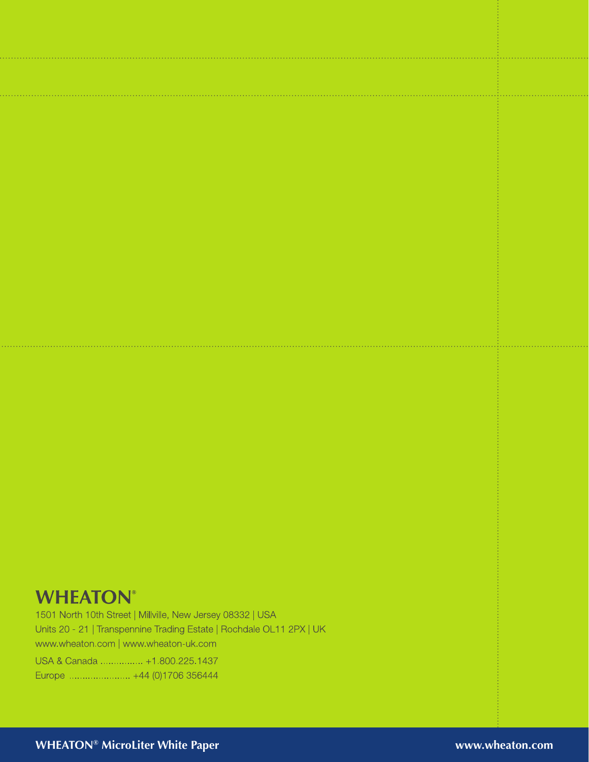**WHEATON®**

1501 North 10th Street | Millville, New Jersey 08332 | USA
Units 20 - 21 | Transpennine Trading Estate | Rochdale OL11 2PX | UK
www.wheaton.com | www.wheaton-uk.com

USA & Canada ................ +1.800.225.1437
Europe ........................ +44 (0)1706 356444